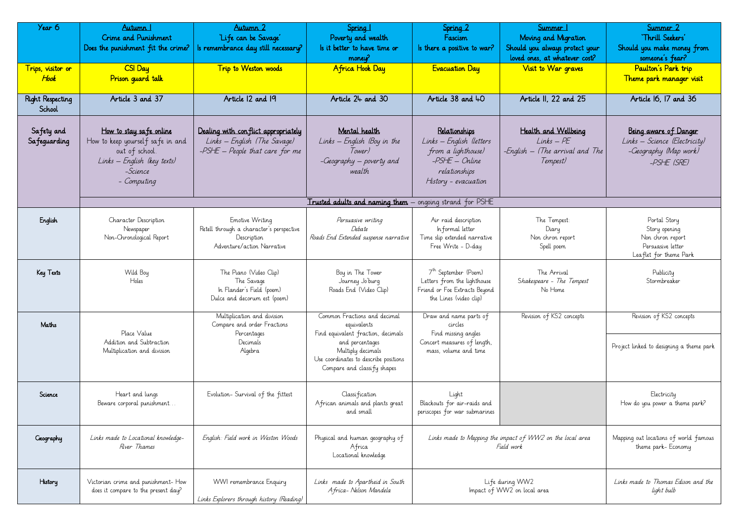| Year 6 | Autumn 1<br>Crime and Punishment<br>Does the punishment fit the crime? | Autumn 2<br>'Life can be Savage'<br>Is remembrance day still necessary? | Spring 1<br>Poverty and wealth<br>Is it better to have time or money? | Spring 2<br>Fascism<br>Is there a positive to war? | Summer 1<br>Moving and Migration<br>Should you always protect your loved ones, at whatever cost? | Summer 2<br>'Thrill Seekers'<br>Should you make money from someone's fear? |
|---|---|---|---|---|---|---|
| *Trips, visitor or Hook* | CSI Day<br>Prison guard talk | Trip to Weston woods | Africa Hook Day | Evacuation Day | Visit to War graves | Paulton's Park trip<br>Theme park manager visit |
| Right Respecting School | Article 3 and 37 | Article 12 and 19 | Article 24 and 30 | Article 38 and 40 | Article 11, 22 and 25 | Article 16, 17 and 36 |
| Safety and Safeguarding | How to stay safe online<br>How to keep yourself safe in and out of school.<br>*Links – English (key texts)*<br>*-Science*<br>*- Computing* | Dealing with conflict appropriately<br>*Links – English (The Savage)*<br>*-PSHE – People that care for me* | Mental health<br>*Links – English (Boy in the Tower)*<br>*-Geography – poverty and wealth* | Relationships<br>*Links – English (letters from a lighthouse)*<br>*-PSHE – Online relationships*<br>*History - evacuation* | Health and Wellbeing<br>*Links – PE*<br>*-English – (The arrival and The Tempest)* | Being aware of Danger<br>*Links – Science (Electricity)*<br>*-Geography (Map work)*<br>*-PSHE (SRE)* |
| | Trusted adults and naming them – ongoing strand for PSHE | | | | | |
| English | Character Description<br>Newspaper<br>Non-Chronological Report | Emotive Writing<br>Retell through a character's perspective<br>Description<br>Adventure/action Narrative | *Persuasive writing*<br>*Debate*<br>*Roads End Extended suspense narrative* | Air raid description<br>Informal letter<br>Time slip extended narrative<br>Free Write - D-day | The Tempest:<br>Diary<br>Non chron report<br>Spell poem | Portal Story<br>Story opening<br>Non chron report<br>Persuasive letter<br>Leaflet for theme Park |
| Key Texts | Wild Boy<br>Holes | The Piano (Video Clip)<br>The Savage<br>In Flander's Field (poem)<br>Dulce and decorum est (poem) | Boy in The Tower<br>Journey Jo'burg<br>Roads End (Video Clip) | 7th September (Poem)<br>Letters from the lighthouse<br>Friend or Foe Extracts Beyond the Lines (video clip) | The Arrival<br>*Shakespeare - The Tempest*<br>No Home | Publicity<br>Stormbreaker |
| Maths | Place Value<br>Addition and Subtraction<br>Multiplication and division | Multiplication and division<br>Compare and order Fractions<br>Percentages<br>Decimals<br>Algebra | Common Fractions and decimal equivalents<br>Find equivalent fraction, decimals and percentages<br>Multiply decimals<br>Use coordinates to describe positions<br>Compare and classify shapes | Draw and name parts of circles<br>Find missing angles<br>Concert measures of length, mass, volume and time | Revision of KS2 concepts | Revision of KS2 concepts<br><br>Project linked to designing a theme park |
| Science | Heart and lungs<br>Beware corporal punishment… | Evolution- Survival of the fittest | Classification<br>African animals and plants great and small | Light<br>Blackouts for air-raids and periscopes for war submarines | | Electricity<br>How do you power a theme park? |
| Geography | *Links made to Locational knowledge- River Thames* | *English: Field work in Weston Woods* | Physical and human geography of Africa<br>Locational knowledge | *Links made to Mapping the impact of WW2 on the local area*<br>*Field work* | | Mapping out locations of world famous theme park- Economy |
| History | Victorian crime and punishment- How does it compare to the present day? | WWI remembrance Enquiry<br><br>*Links Explorers through history (Reading)* | *Links made to Apartheid in South Africa- Nelson Mandela* | Life during WW2<br>Impact of WW2 on local area | | *Links made to Thomas Edison and the light bulb* |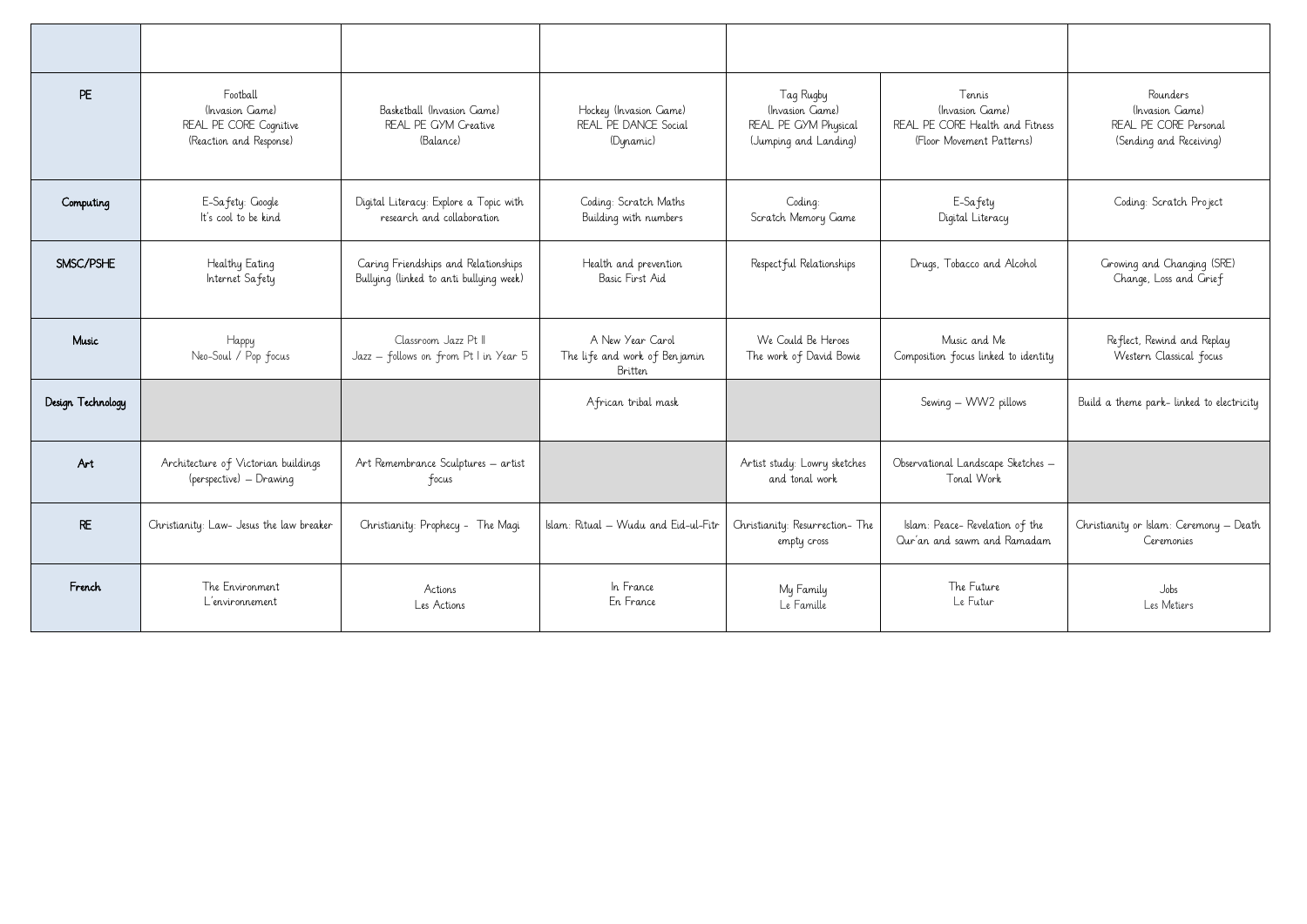| | | | | | | |
|---|---|---|---|---|---|---|
| PE | Football (Invasion Game) REAL PE CORE Cognitive (Reaction and Response) | Basketball (Invasion Game) REAL PE GYM Creative (Balance) | Hockey (Invasion Game) REAL PE DANCE Social (Dynamic) | Tag Rugby (Invasion Game) REAL PE GYM Physical (Jumping and Landing) | Tennis (Invasion Game) REAL PE CORE Health and Fitness (Floor Movement Patterns) | Rounders (Invasion Game) REAL PE CORE Personal (Sending and Receiving) |
| Computing | E-Safety: Google It's cool to be kind | Digital Literacy: Explore a Topic with research and collaboration | Coding: Scratch Maths Building with numbers | Coding: Scratch Memory Game | E-Safety Digital Literacy | Coding: Scratch Project |
| SMSC/PSHE | Healthy Eating Internet Safety | Caring Friendships and Relationships Bullying (linked to anti bullying week) | Health and prevention Basic First Aid | Respectful Relationships | Drugs, Tobacco and Alcohol | Growing and Changing (SRE) Change, Loss and Grief |
| Music | Happy Neo-Soul / Pop focus | Classroom Jazz Pt II Jazz – follows on from Pt I in Year 5 | A New Year Carol The life and work of Benjamin Britten | We Could Be Heroes The work of David Bowie | Music and Me Composition focus linked to identity | Reflect, Rewind and Replay Western Classical focus |
| Design Technology | | | African tribal mask | | Sewing – WW2 pillows | Build a theme park- linked to electricity |
| Art | Architecture of Victorian buildings (perspective) – Drawing | Art Remembrance Sculptures – artist focus | | Artist study: Lowry sketches and tonal work | Observational Landscape Sketches – Tonal Work | |
| RE | Christianity: Law- Jesus the law breaker | Christianity: Prophecy - The Magi | Islam: Ritual – Wudu and Eid-ul-Fitr | Christianity: Resurrection- The empty cross | Islam: Peace- Revelation of the Qur'an and sawm and Ramadam | Christianity or Islam: Ceremony – Death Ceremonies |
| French | The Environment L'environnement | Actions Les Actions | In France En France | My Family Le Famille | The Future Le Futur | Jobs Les Metiers |